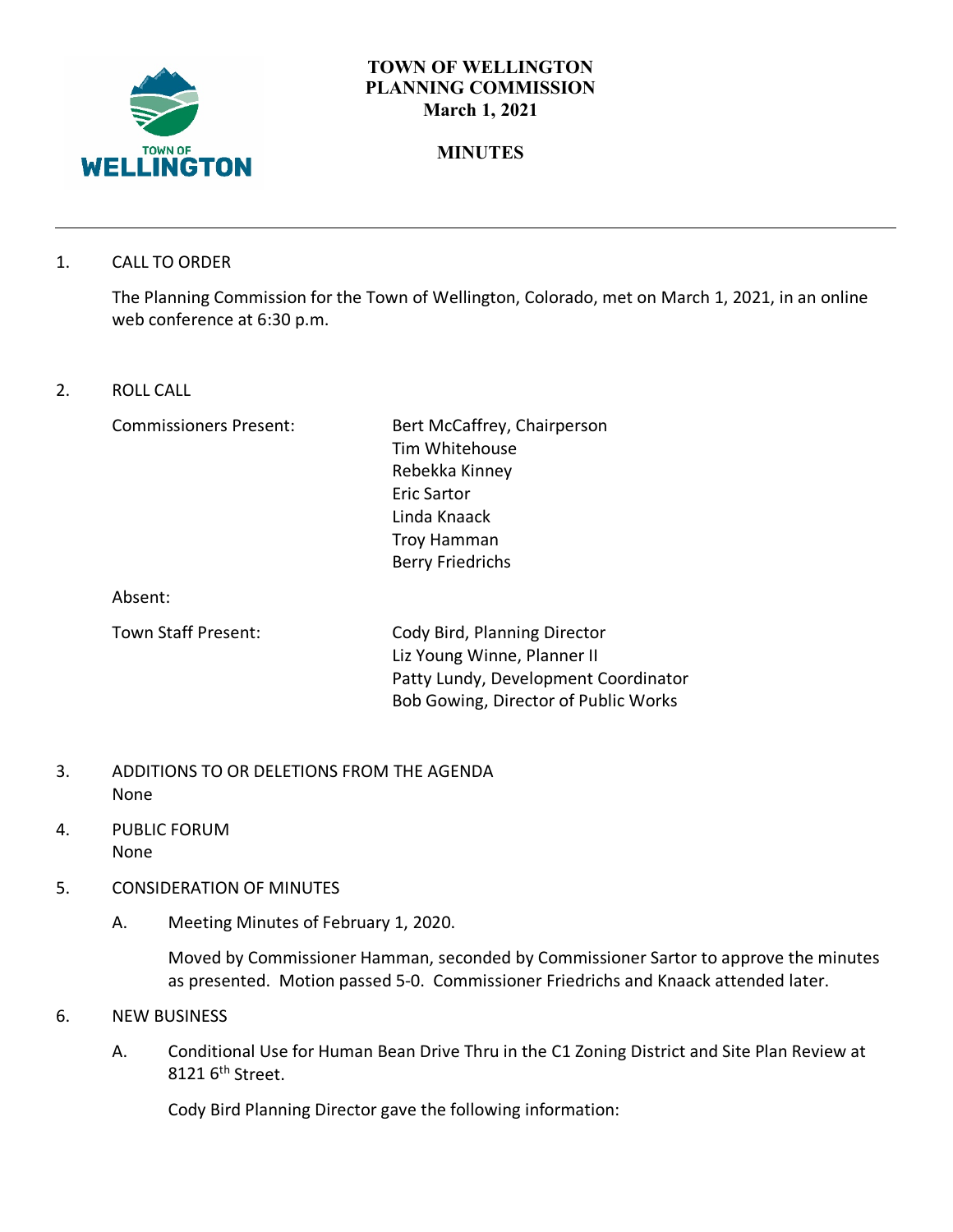# TOWN OF WELLINGTON
# PLANNING COMMISSION
## March 1, 2021

## MINUTES

1. CALL TO ORDER

   The Planning Commission for the Town of Wellington, Colorado, met on March 1, 2021, in an online web conference at 6:30 p.m.

2. ROLL CALL

   Commissioners Present: Bert McCaffrey, Chairperson
   Tim Whitehouse
   Rebekka Kinney
   Eric Sartor
   Linda Knaack
   Troy Hamman
   Berry Friedrichs

   Absent:

   Town Staff Present: Cody Bird, Planning Director
   Liz Young Winne, Planner II
   Patty Lundy, Development Coordinator
   Bob Gowing, Director of Public Works

3. ADDITIONS TO OR DELETIONS FROM THE AGENDA
   None

4. PUBLIC FORUM
   None

5. CONSIDERATION OF MINUTES

   A. Meeting Minutes of February 1, 2020.

      Moved by Commissioner Hamman, seconded by Commissioner Sartor to approve the minutes as presented. Motion passed 5-0. Commissioner Friedrichs and Knaack attended later.

6. NEW BUSINESS

   A. Conditional Use for Human Bean Drive Thru in the C1 Zoning District and Site Plan Review at 8121 6th Street.

      Cody Bird Planning Director gave the following information: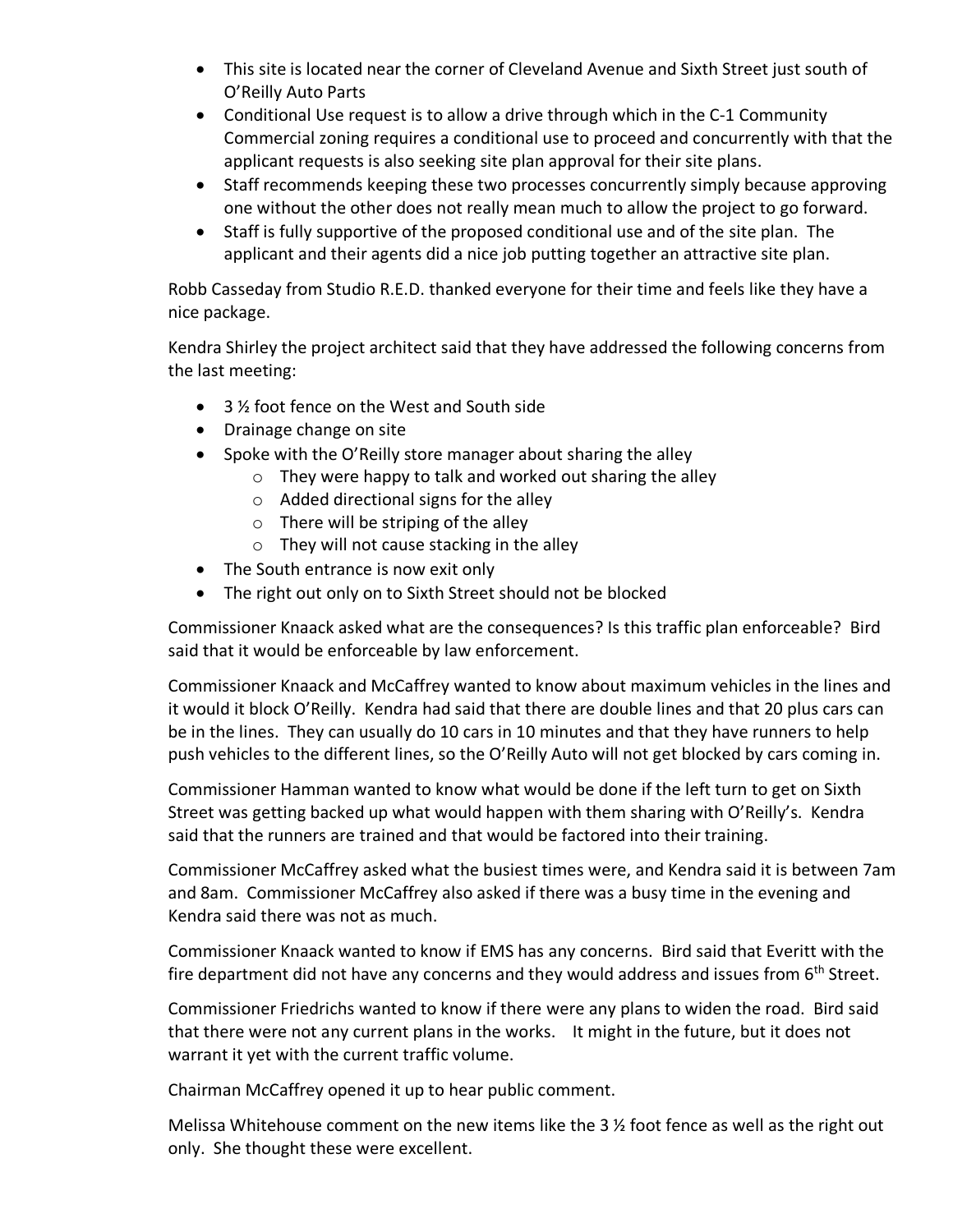- This site is located near the corner of Cleveland Avenue and Sixth Street just south of O'Reilly Auto Parts
- Conditional Use request is to allow a drive through which in the C-1 Community Commercial zoning requires a conditional use to proceed and concurrently with that the applicant requests is also seeking site plan approval for their site plans.
- Staff recommends keeping these two processes concurrently simply because approving one without the other does not really mean much to allow the project to go forward.
- Staff is fully supportive of the proposed conditional use and of the site plan. The applicant and their agents did a nice job putting together an attractive site plan.

Robb Casseday from Studio R.E.D. thanked everyone for their time and feels like they have a nice package.

Kendra Shirley the project architect said that they have addressed the following concerns from the last meeting:

- 3 ½ foot fence on the West and South side
- Drainage change on site
- Spoke with the O'Reilly store manager about sharing the alley
  - They were happy to talk and worked out sharing the alley
  - Added directional signs for the alley
  - There will be striping of the alley
  - They will not cause stacking in the alley
- The South entrance is now exit only
- The right out only on to Sixth Street should not be blocked

Commissioner Knaack asked what are the consequences? Is this traffic plan enforceable? Bird said that it would be enforceable by law enforcement.

Commissioner Knaack and McCaffrey wanted to know about maximum vehicles in the lines and it would it block O'Reilly. Kendra had said that there are double lines and that 20 plus cars can be in the lines. They can usually do 10 cars in 10 minutes and that they have runners to help push vehicles to the different lines, so the O'Reilly Auto will not get blocked by cars coming in.

Commissioner Hamman wanted to know what would be done if the left turn to get on Sixth Street was getting backed up what would happen with them sharing with O'Reilly's. Kendra said that the runners are trained and that would be factored into their training.

Commissioner McCaffrey asked what the busiest times were, and Kendra said it is between 7am and 8am. Commissioner McCaffrey also asked if there was a busy time in the evening and Kendra said there was not as much.

Commissioner Knaack wanted to know if EMS has any concerns. Bird said that Everitt with the fire department did not have any concerns and they would address and issues from 6th Street.

Commissioner Friedrichs wanted to know if there were any plans to widen the road. Bird said that there were not any current plans in the works. It might in the future, but it does not warrant it yet with the current traffic volume.

Chairman McCaffrey opened it up to hear public comment.

Melissa Whitehouse comment on the new items like the 3 ½ foot fence as well as the right out only. She thought these were excellent.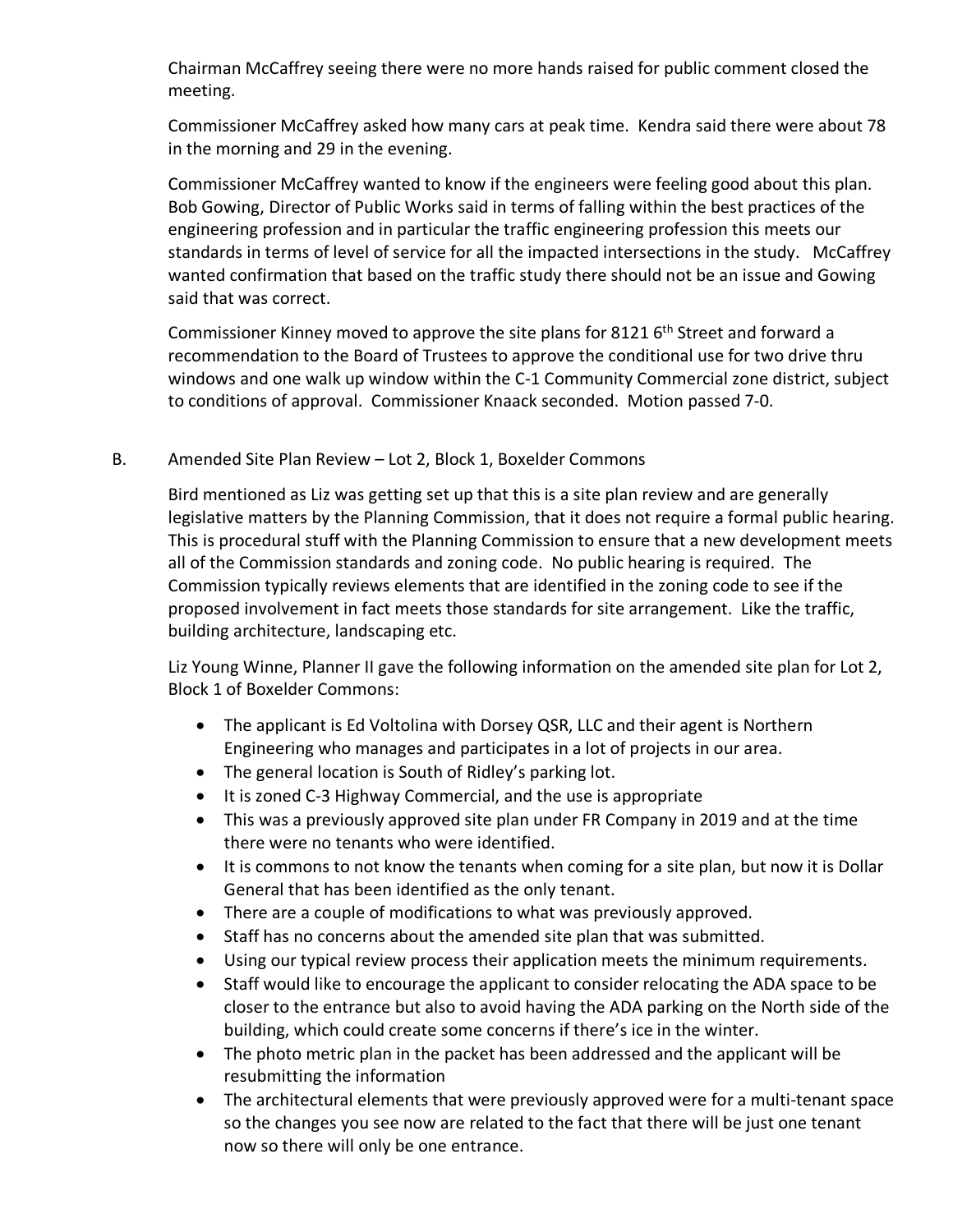Chairman McCaffrey seeing there were no more hands raised for public comment closed the meeting.

Commissioner McCaffrey asked how many cars at peak time. Kendra said there were about 78 in the morning and 29 in the evening.

Commissioner McCaffrey wanted to know if the engineers were feeling good about this plan. Bob Gowing, Director of Public Works said in terms of falling within the best practices of the engineering profession and in particular the traffic engineering profession this meets our standards in terms of level of service for all the impacted intersections in the study. McCaffrey wanted confirmation that based on the traffic study there should not be an issue and Gowing said that was correct.

Commissioner Kinney moved to approve the site plans for 8121 6th Street and forward a recommendation to the Board of Trustees to approve the conditional use for two drive thru windows and one walk up window within the C-1 Community Commercial zone district, subject to conditions of approval. Commissioner Knaack seconded. Motion passed 7-0.

B. Amended Site Plan Review – Lot 2, Block 1, Boxelder Commons

Bird mentioned as Liz was getting set up that this is a site plan review and are generally legislative matters by the Planning Commission, that it does not require a formal public hearing. This is procedural stuff with the Planning Commission to ensure that a new development meets all of the Commission standards and zoning code. No public hearing is required. The Commission typically reviews elements that are identified in the zoning code to see if the proposed involvement in fact meets those standards for site arrangement. Like the traffic, building architecture, landscaping etc.

Liz Young Winne, Planner II gave the following information on the amended site plan for Lot 2, Block 1 of Boxelder Commons:

- The applicant is Ed Voltolina with Dorsey QSR, LLC and their agent is Northern Engineering who manages and participates in a lot of projects in our area.
- The general location is South of Ridley's parking lot.
- It is zoned C-3 Highway Commercial, and the use is appropriate
- This was a previously approved site plan under FR Company in 2019 and at the time there were no tenants who were identified.
- It is commons to not know the tenants when coming for a site plan, but now it is Dollar General that has been identified as the only tenant.
- There are a couple of modifications to what was previously approved.
- Staff has no concerns about the amended site plan that was submitted.
- Using our typical review process their application meets the minimum requirements.
- Staff would like to encourage the applicant to consider relocating the ADA space to be closer to the entrance but also to avoid having the ADA parking on the North side of the building, which could create some concerns if there's ice in the winter.
- The photo metric plan in the packet has been addressed and the applicant will be resubmitting the information
- The architectural elements that were previously approved were for a multi-tenant space so the changes you see now are related to the fact that there will be just one tenant now so there will only be one entrance.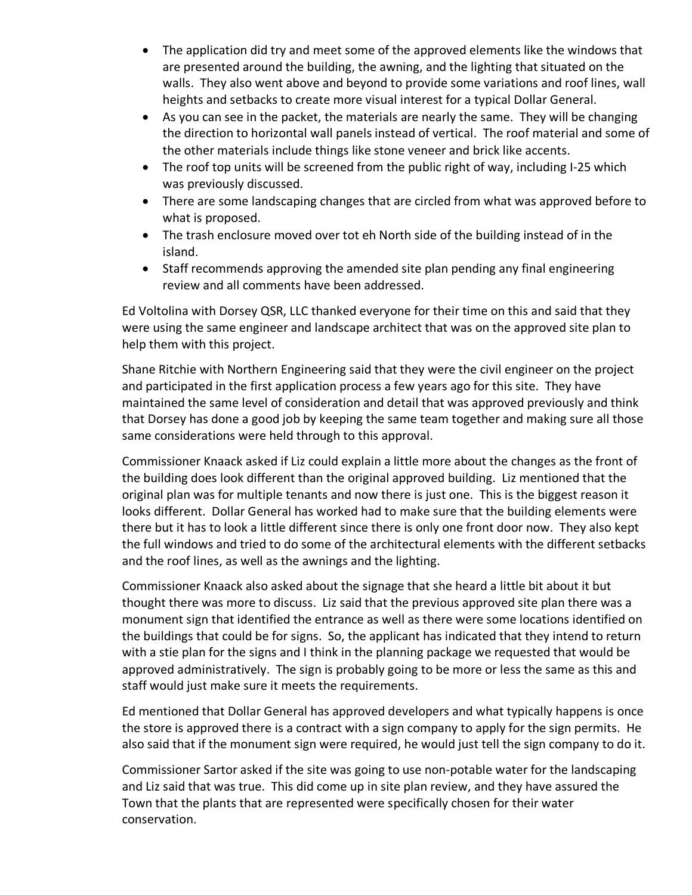- The application did try and meet some of the approved elements like the windows that are presented around the building, the awning, and the lighting that situated on the walls. They also went above and beyond to provide some variations and roof lines, wall heights and setbacks to create more visual interest for a typical Dollar General.
- As you can see in the packet, the materials are nearly the same. They will be changing the direction to horizontal wall panels instead of vertical. The roof material and some of the other materials include things like stone veneer and brick like accents.
- The roof top units will be screened from the public right of way, including I-25 which was previously discussed.
- There are some landscaping changes that are circled from what was approved before to what is proposed.
- The trash enclosure moved over tot eh North side of the building instead of in the island.
- Staff recommends approving the amended site plan pending any final engineering review and all comments have been addressed.

Ed Voltolina with Dorsey QSR, LLC thanked everyone for their time on this and said that they were using the same engineer and landscape architect that was on the approved site plan to help them with this project.

Shane Ritchie with Northern Engineering said that they were the civil engineer on the project and participated in the first application process a few years ago for this site. They have maintained the same level of consideration and detail that was approved previously and think that Dorsey has done a good job by keeping the same team together and making sure all those same considerations were held through to this approval.

Commissioner Knaack asked if Liz could explain a little more about the changes as the front of the building does look different than the original approved building. Liz mentioned that the original plan was for multiple tenants and now there is just one. This is the biggest reason it looks different. Dollar General has worked had to make sure that the building elements were there but it has to look a little different since there is only one front door now. They also kept the full windows and tried to do some of the architectural elements with the different setbacks and the roof lines, as well as the awnings and the lighting.

Commissioner Knaack also asked about the signage that she heard a little bit about it but thought there was more to discuss. Liz said that the previous approved site plan there was a monument sign that identified the entrance as well as there were some locations identified on the buildings that could be for signs. So, the applicant has indicated that they intend to return with a stie plan for the signs and I think in the planning package we requested that would be approved administratively. The sign is probably going to be more or less the same as this and staff would just make sure it meets the requirements.

Ed mentioned that Dollar General has approved developers and what typically happens is once the store is approved there is a contract with a sign company to apply for the sign permits. He also said that if the monument sign were required, he would just tell the sign company to do it.

Commissioner Sartor asked if the site was going to use non-potable water for the landscaping and Liz said that was true. This did come up in site plan review, and they have assured the Town that the plants that are represented were specifically chosen for their water conservation.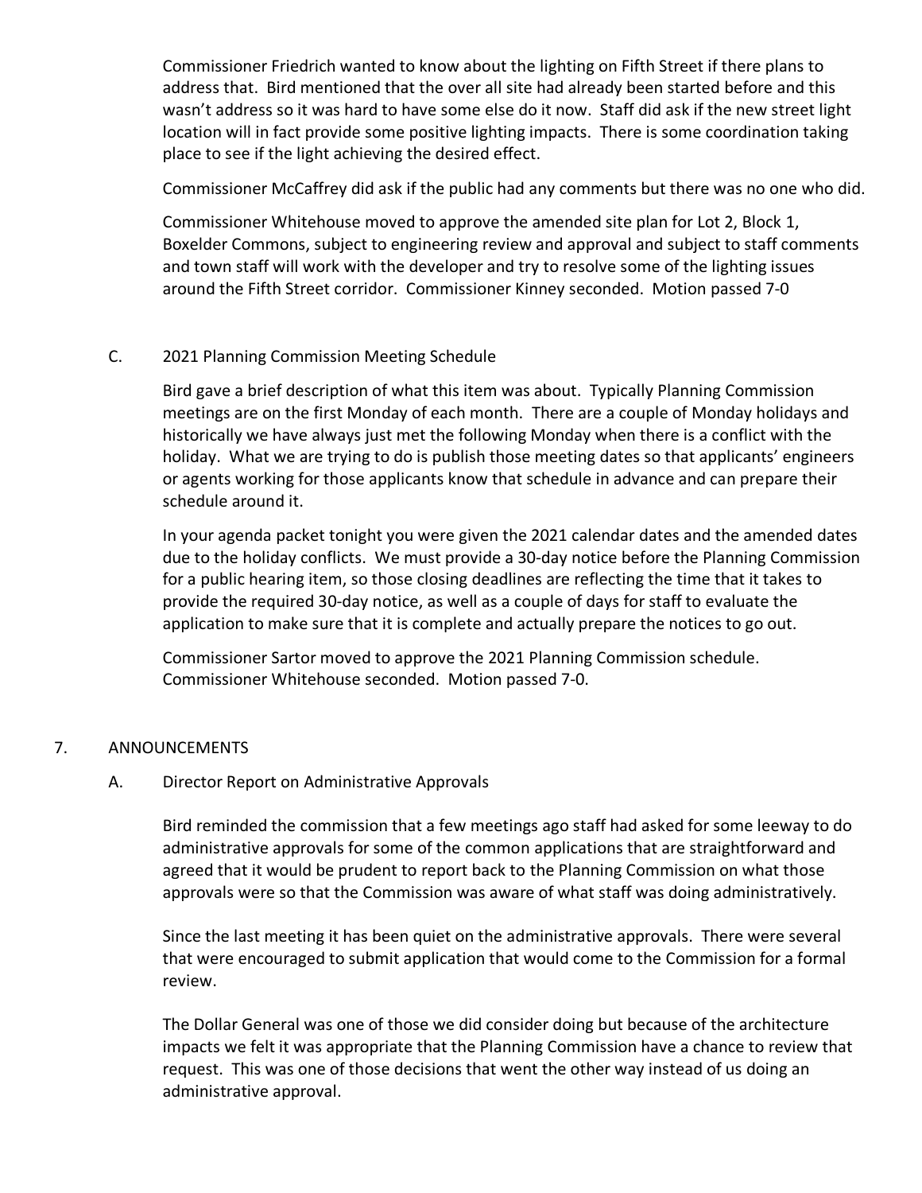Commissioner Friedrich wanted to know about the lighting on Fifth Street if there plans to address that. Bird mentioned that the over all site had already been started before and this wasn't address so it was hard to have some else do it now. Staff did ask if the new street light location will in fact provide some positive lighting impacts. There is some coordination taking place to see if the light achieving the desired effect.

Commissioner McCaffrey did ask if the public had any comments but there was no one who did.

Commissioner Whitehouse moved to approve the amended site plan for Lot 2, Block 1, Boxelder Commons, subject to engineering review and approval and subject to staff comments and town staff will work with the developer and try to resolve some of the lighting issues around the Fifth Street corridor. Commissioner Kinney seconded. Motion passed 7-0

C. 2021 Planning Commission Meeting Schedule

Bird gave a brief description of what this item was about. Typically Planning Commission meetings are on the first Monday of each month. There are a couple of Monday holidays and historically we have always just met the following Monday when there is a conflict with the holiday. What we are trying to do is publish those meeting dates so that applicants' engineers or agents working for those applicants know that schedule in advance and can prepare their schedule around it.

In your agenda packet tonight you were given the 2021 calendar dates and the amended dates due to the holiday conflicts. We must provide a 30-day notice before the Planning Commission for a public hearing item, so those closing deadlines are reflecting the time that it takes to provide the required 30-day notice, as well as a couple of days for staff to evaluate the application to make sure that it is complete and actually prepare the notices to go out.

Commissioner Sartor moved to approve the 2021 Planning Commission schedule. Commissioner Whitehouse seconded. Motion passed 7-0.

7. ANNOUNCEMENTS

A. Director Report on Administrative Approvals

Bird reminded the commission that a few meetings ago staff had asked for some leeway to do administrative approvals for some of the common applications that are straightforward and agreed that it would be prudent to report back to the Planning Commission on what those approvals were so that the Commission was aware of what staff was doing administratively.

Since the last meeting it has been quiet on the administrative approvals. There were several that were encouraged to submit application that would come to the Commission for a formal review.

The Dollar General was one of those we did consider doing but because of the architecture impacts we felt it was appropriate that the Planning Commission have a chance to review that request. This was one of those decisions that went the other way instead of us doing an administrative approval.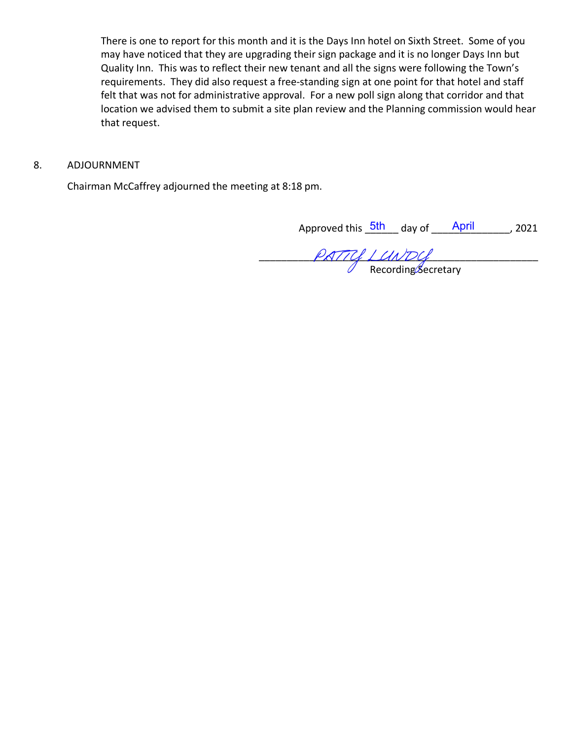There is one to report for this month and it is the Days Inn hotel on Sixth Street. Some of you may have noticed that they are upgrading their sign package and it is no longer Days Inn but Quality Inn. This was to reflect their new tenant and all the signs were following the Town's requirements. They did also request a free-standing sign at one point for that hotel and staff felt that was not for administrative approval. For a new poll sign along that corridor and that location we advised them to submit a site plan review and the Planning commission would hear that request.

## 8. ADJOURNMENT

Chairman McCaffrey adjourned the meeting at 8:18 pm.

Approved this 5th day of April, 2021

PATTY LUNDY
Recording Secretary